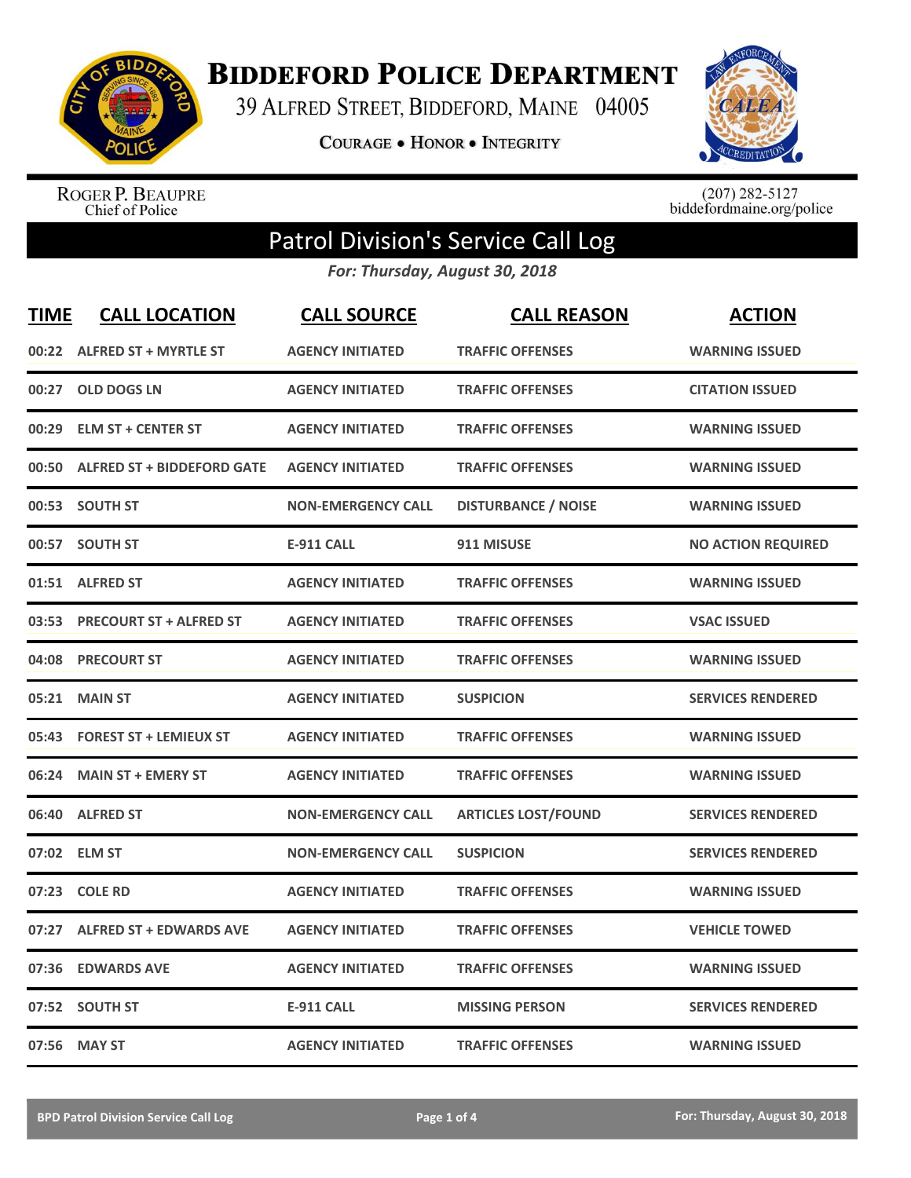# Biddeford Police Department

39 Alfred Street, Biddeford, Maine 04005

Courage • Honor • Integrity

Roger P. Beaupre
Chief of Police

(207) 282-5127
biddefordmaine.org/police

## Patrol Division's Service Call Log

*For: Thursday, August 30, 2018*

| TIME | CALL LOCATION | CALL SOURCE | CALL REASON | ACTION |
|---|---|---|---|---|
| 00:22 | ALFRED ST + MYRTLE ST | AGENCY INITIATED | TRAFFIC OFFENSES | WARNING ISSUED |
| 00:27 | OLD DOGS LN | AGENCY INITIATED | TRAFFIC OFFENSES | CITATION ISSUED |
| 00:29 | ELM ST + CENTER ST | AGENCY INITIATED | TRAFFIC OFFENSES | WARNING ISSUED |
| 00:50 | ALFRED ST + BIDDEFORD GATE | AGENCY INITIATED | TRAFFIC OFFENSES | WARNING ISSUED |
| 00:53 | SOUTH ST | NON-EMERGENCY CALL | DISTURBANCE / NOISE | WARNING ISSUED |
| 00:57 | SOUTH ST | E-911 CALL | 911 MISUSE | NO ACTION REQUIRED |
| 01:51 | ALFRED ST | AGENCY INITIATED | TRAFFIC OFFENSES | WARNING ISSUED |
| 03:53 | PRECOURT ST + ALFRED ST | AGENCY INITIATED | TRAFFIC OFFENSES | VSAC ISSUED |
| 04:08 | PRECOURT ST | AGENCY INITIATED | TRAFFIC OFFENSES | WARNING ISSUED |
| 05:21 | MAIN ST | AGENCY INITIATED | SUSPICION | SERVICES RENDERED |
| 05:43 | FOREST ST + LEMIEUX ST | AGENCY INITIATED | TRAFFIC OFFENSES | WARNING ISSUED |
| 06:24 | MAIN ST + EMERY ST | AGENCY INITIATED | TRAFFIC OFFENSES | WARNING ISSUED |
| 06:40 | ALFRED ST | NON-EMERGENCY CALL | ARTICLES LOST/FOUND | SERVICES RENDERED |
| 07:02 | ELM ST | NON-EMERGENCY CALL | SUSPICION | SERVICES RENDERED |
| 07:23 | COLE RD | AGENCY INITIATED | TRAFFIC OFFENSES | WARNING ISSUED |
| 07:27 | ALFRED ST + EDWARDS AVE | AGENCY INITIATED | TRAFFIC OFFENSES | VEHICLE TOWED |
| 07:36 | EDWARDS AVE | AGENCY INITIATED | TRAFFIC OFFENSES | WARNING ISSUED |
| 07:52 | SOUTH ST | E-911 CALL | MISSING PERSON | SERVICES RENDERED |
| 07:56 | MAY ST | AGENCY INITIATED | TRAFFIC OFFENSES | WARNING ISSUED |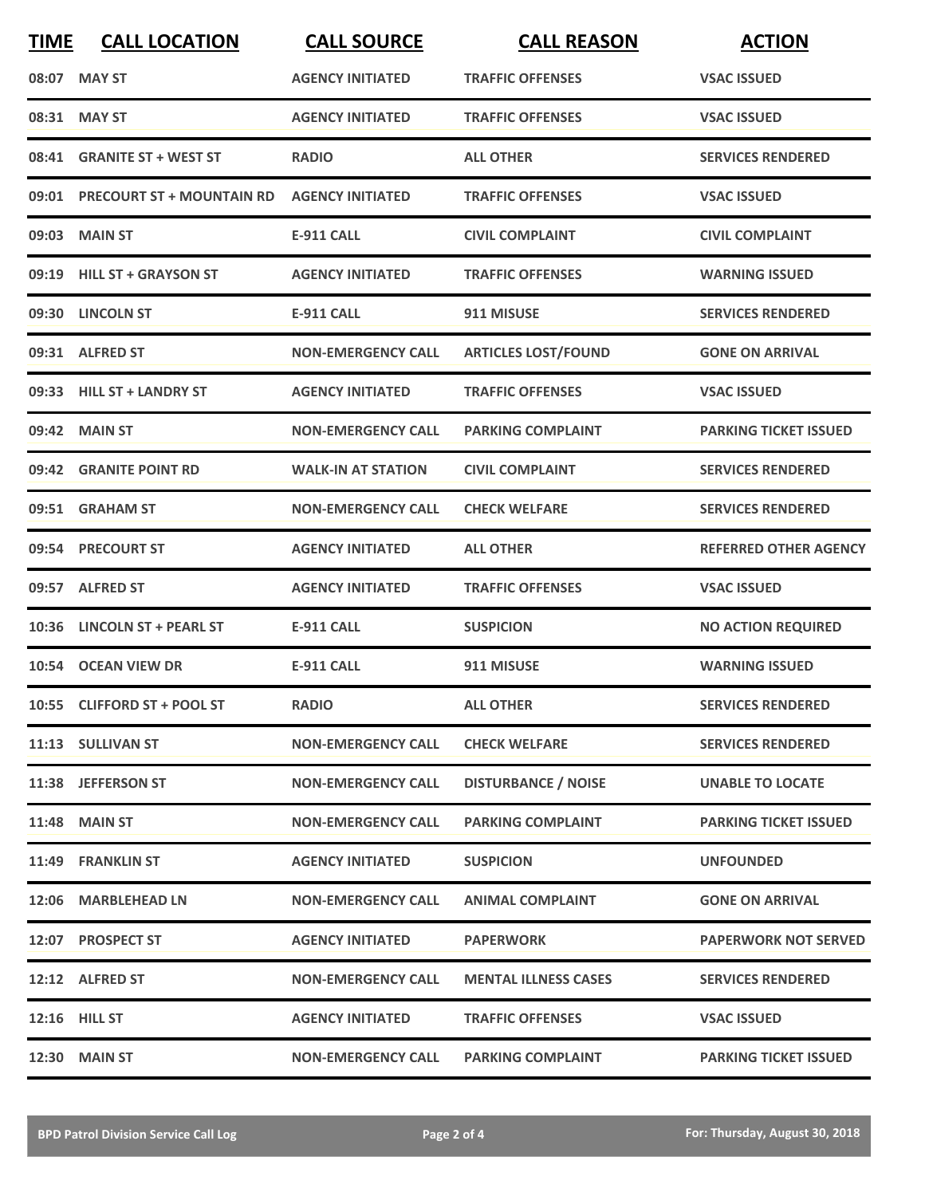| TIME | CALL LOCATION | CALL SOURCE | CALL REASON | ACTION |
|---|---|---|---|---|
| 08:07 | MAY ST | AGENCY INITIATED | TRAFFIC OFFENSES | VSAC ISSUED |
| 08:31 | MAY ST | AGENCY INITIATED | TRAFFIC OFFENSES | VSAC ISSUED |
| 08:41 | GRANITE ST + WEST ST | RADIO | ALL OTHER | SERVICES RENDERED |
| 09:01 | PRECOURT ST + MOUNTAIN RD | AGENCY INITIATED | TRAFFIC OFFENSES | VSAC ISSUED |
| 09:03 | MAIN ST | E-911 CALL | CIVIL COMPLAINT | CIVIL COMPLAINT |
| 09:19 | HILL ST + GRAYSON ST | AGENCY INITIATED | TRAFFIC OFFENSES | WARNING ISSUED |
| 09:30 | LINCOLN ST | E-911 CALL | 911 MISUSE | SERVICES RENDERED |
| 09:31 | ALFRED ST | NON-EMERGENCY CALL | ARTICLES LOST/FOUND | GONE ON ARRIVAL |
| 09:33 | HILL ST + LANDRY ST | AGENCY INITIATED | TRAFFIC OFFENSES | VSAC ISSUED |
| 09:42 | MAIN ST | NON-EMERGENCY CALL | PARKING COMPLAINT | PARKING TICKET ISSUED |
| 09:42 | GRANITE POINT RD | WALK-IN AT STATION | CIVIL COMPLAINT | SERVICES RENDERED |
| 09:51 | GRAHAM ST | NON-EMERGENCY CALL | CHECK WELFARE | SERVICES RENDERED |
| 09:54 | PRECOURT ST | AGENCY INITIATED | ALL OTHER | REFERRED OTHER AGENCY |
| 09:57 | ALFRED ST | AGENCY INITIATED | TRAFFIC OFFENSES | VSAC ISSUED |
| 10:36 | LINCOLN ST + PEARL ST | E-911 CALL | SUSPICION | NO ACTION REQUIRED |
| 10:54 | OCEAN VIEW DR | E-911 CALL | 911 MISUSE | WARNING ISSUED |
| 10:55 | CLIFFORD ST + POOL ST | RADIO | ALL OTHER | SERVICES RENDERED |
| 11:13 | SULLIVAN ST | NON-EMERGENCY CALL | CHECK WELFARE | SERVICES RENDERED |
| 11:38 | JEFFERSON ST | NON-EMERGENCY CALL | DISTURBANCE / NOISE | UNABLE TO LOCATE |
| 11:48 | MAIN ST | NON-EMERGENCY CALL | PARKING COMPLAINT | PARKING TICKET ISSUED |
| 11:49 | FRANKLIN ST | AGENCY INITIATED | SUSPICION | UNFOUNDED |
| 12:06 | MARBLEHEAD LN | NON-EMERGENCY CALL | ANIMAL COMPLAINT | GONE ON ARRIVAL |
| 12:07 | PROSPECT ST | AGENCY INITIATED | PAPERWORK | PAPERWORK NOT SERVED |
| 12:12 | ALFRED ST | NON-EMERGENCY CALL | MENTAL ILLNESS CASES | SERVICES RENDERED |
| 12:16 | HILL ST | AGENCY INITIATED | TRAFFIC OFFENSES | VSAC ISSUED |
| 12:30 | MAIN ST | NON-EMERGENCY CALL | PARKING COMPLAINT | PARKING TICKET ISSUED |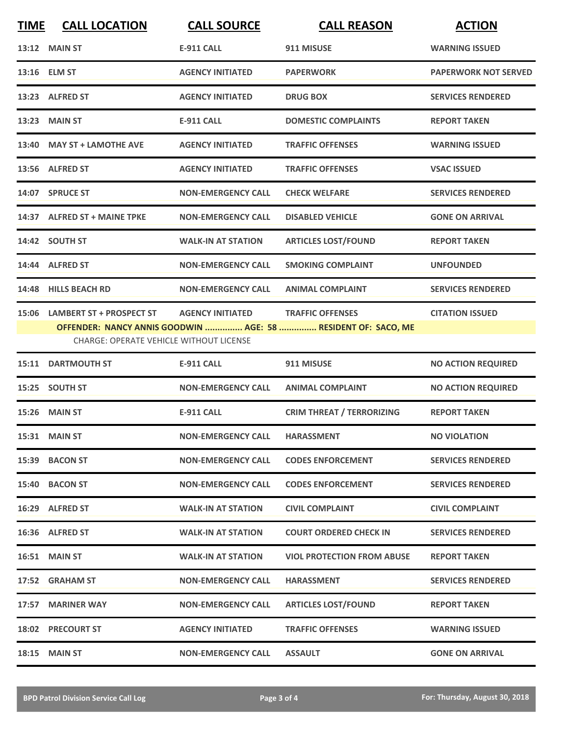| TIME | CALL LOCATION | CALL SOURCE | CALL REASON | ACTION |
|---|---|---|---|---|
| 13:12 | MAIN ST | E-911 CALL | 911 MISUSE | WARNING ISSUED |
| 13:16 | ELM ST | AGENCY INITIATED | PAPERWORK | PAPERWORK NOT SERVED |
| 13:23 | ALFRED ST | AGENCY INITIATED | DRUG BOX | SERVICES RENDERED |
| 13:23 | MAIN ST | E-911 CALL | DOMESTIC COMPLAINTS | REPORT TAKEN |
| 13:40 | MAY ST + LAMOTHE AVE | AGENCY INITIATED | TRAFFIC OFFENSES | WARNING ISSUED |
| 13:56 | ALFRED ST | AGENCY INITIATED | TRAFFIC OFFENSES | VSAC ISSUED |
| 14:07 | SPRUCE ST | NON-EMERGENCY CALL | CHECK WELFARE | SERVICES RENDERED |
| 14:37 | ALFRED ST + MAINE TPKE | NON-EMERGENCY CALL | DISABLED VEHICLE | GONE ON ARRIVAL |
| 14:42 | SOUTH ST | WALK-IN AT STATION | ARTICLES LOST/FOUND | REPORT TAKEN |
| 14:44 | ALFRED ST | NON-EMERGENCY CALL | SMOKING COMPLAINT | UNFOUNDED |
| 14:48 | HILLS BEACH RD | NON-EMERGENCY CALL | ANIMAL COMPLAINT | SERVICES RENDERED |
| 15:06 | LAMBERT ST + PROSPECT ST | AGENCY INITIATED | TRAFFIC OFFENSES | CITATION ISSUED |
| | OFFENDER: NANCY ANNIS GOODWIN ............... AGE: 58 ............... RESIDENT OF: SACO, ME<br>CHARGE: OPERATE VEHICLE WITHOUT LICENSE | | | |
| 15:11 | DARTMOUTH ST | E-911 CALL | 911 MISUSE | NO ACTION REQUIRED |
| 15:25 | SOUTH ST | NON-EMERGENCY CALL | ANIMAL COMPLAINT | NO ACTION REQUIRED |
| 15:26 | MAIN ST | E-911 CALL | CRIM THREAT / TERRORIZING | REPORT TAKEN |
| 15:31 | MAIN ST | NON-EMERGENCY CALL | HARASSMENT | NO VIOLATION |
| 15:39 | BACON ST | NON-EMERGENCY CALL | CODES ENFORCEMENT | SERVICES RENDERED |
| 15:40 | BACON ST | NON-EMERGENCY CALL | CODES ENFORCEMENT | SERVICES RENDERED |
| 16:29 | ALFRED ST | WALK-IN AT STATION | CIVIL COMPLAINT | CIVIL COMPLAINT |
| 16:36 | ALFRED ST | WALK-IN AT STATION | COURT ORDERED CHECK IN | SERVICES RENDERED |
| 16:51 | MAIN ST | WALK-IN AT STATION | VIOL PROTECTION FROM ABUSE | REPORT TAKEN |
| 17:52 | GRAHAM ST | NON-EMERGENCY CALL | HARASSMENT | SERVICES RENDERED |
| 17:57 | MARINER WAY | NON-EMERGENCY CALL | ARTICLES LOST/FOUND | REPORT TAKEN |
| 18:02 | PRECOURT ST | AGENCY INITIATED | TRAFFIC OFFENSES | WARNING ISSUED |
| 18:15 | MAIN ST | NON-EMERGENCY CALL | ASSAULT | GONE ON ARRIVAL |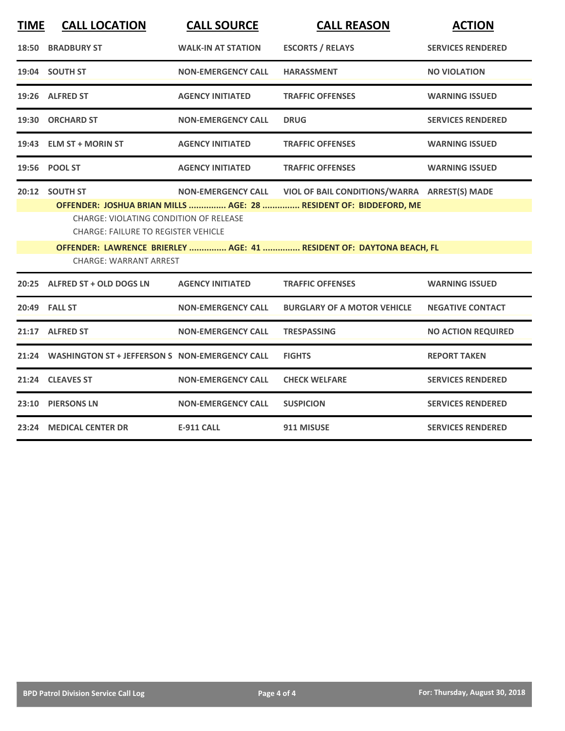| TIME | CALL LOCATION | CALL SOURCE | CALL REASON | ACTION |
|---|---|---|---|---|
| 18:50 | BRADBURY ST | WALK-IN AT STATION | ESCORTS / RELAYS | SERVICES RENDERED |
| 19:04 | SOUTH ST | NON-EMERGENCY CALL | HARASSMENT | NO VIOLATION |
| 19:26 | ALFRED ST | AGENCY INITIATED | TRAFFIC OFFENSES | WARNING ISSUED |
| 19:30 | ORCHARD ST | NON-EMERGENCY CALL | DRUG | SERVICES RENDERED |
| 19:43 | ELM ST + MORIN ST | AGENCY INITIATED | TRAFFIC OFFENSES | WARNING ISSUED |
| 19:56 | POOL ST | AGENCY INITIATED | TRAFFIC OFFENSES | WARNING ISSUED |
| 20:12 | SOUTH ST | NON-EMERGENCY CALL | VIOL OF BAIL CONDITIONS/WARRA | ARREST(S) MADE |

**OFFENDER: JOSHUA BRIAN MILLS ............... AGE: 28 ............... RESIDENT OF: BIDDEFORD, ME**

CHARGE: VIOLATING CONDITION OF RELEASE
CHARGE: FAILURE TO REGISTER VEHICLE

**OFFENDER: LAWRENCE BRIERLEY ............... AGE: 41 ............... RESIDENT OF: DAYTONA BEACH, FL**

CHARGE: WARRANT ARREST

| TIME | CALL LOCATION | CALL SOURCE | CALL REASON | ACTION |
|---|---|---|---|---|
| 20:25 | ALFRED ST + OLD DOGS LN | AGENCY INITIATED | TRAFFIC OFFENSES | WARNING ISSUED |
| 20:49 | FALL ST | NON-EMERGENCY CALL | BURGLARY OF A MOTOR VEHICLE | NEGATIVE CONTACT |
| 21:17 | ALFRED ST | NON-EMERGENCY CALL | TRESPASSING | NO ACTION REQUIRED |
| 21:24 | WASHINGTON ST + JEFFERSON S | NON-EMERGENCY CALL | FIGHTS | REPORT TAKEN |
| 21:24 | CLEAVES ST | NON-EMERGENCY CALL | CHECK WELFARE | SERVICES RENDERED |
| 23:10 | PIERSONS LN | NON-EMERGENCY CALL | SUSPICION | SERVICES RENDERED |
| 23:24 | MEDICAL CENTER DR | E-911 CALL | 911 MISUSE | SERVICES RENDERED |